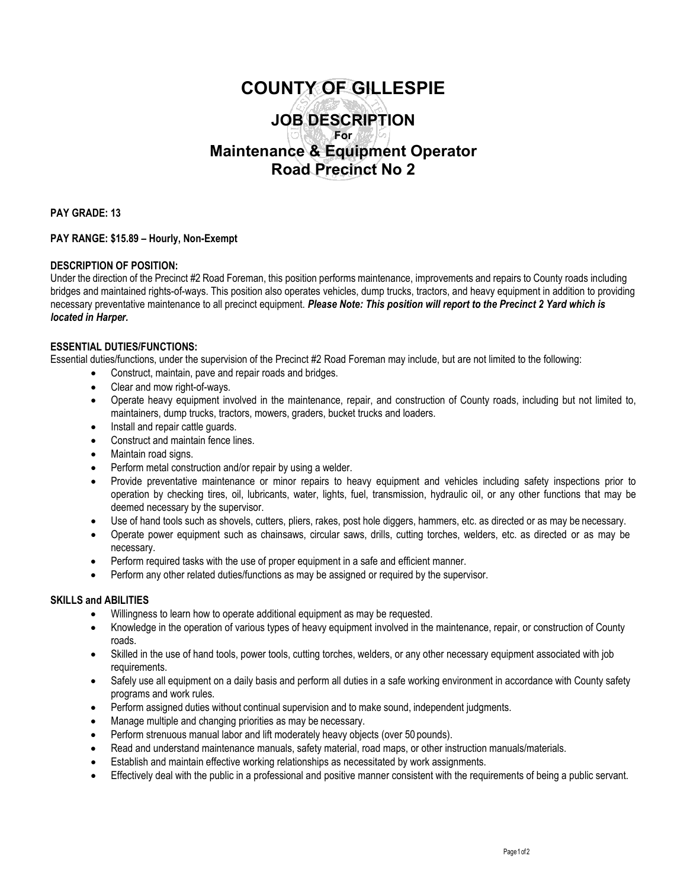# COUNTY OF GILLESPIE

## JOB DESCRIPTION

For

## Maintenance & Equipment Operator Road Precinct No 2

**PAY GRADE: 13**

**PAY RANGE: $15.89 – Hourly, Non-Exempt**

**DESCRIPTION OF POSITION:**

Under the direction of the Precinct #2 Road Foreman, this position performs maintenance, improvements and repairs to County roads including bridges and maintained rights-of-ways. This position also operates vehicles, dump trucks, tractors, and heavy equipment in addition to providing necessary preventative maintenance to all precinct equipment. ***Please Note: This position will report to the Precinct 2 Yard which is located in Harper.***

**ESSENTIAL DUTIES/FUNCTIONS:**

Essential duties/functions, under the supervision of the Precinct #2 Road Foreman may include, but are not limited to the following:

- Construct, maintain, pave and repair roads and bridges.
- Clear and mow right-of-ways.
- Operate heavy equipment involved in the maintenance, repair, and construction of County roads, including but not limited to, maintainers, dump trucks, tractors, mowers, graders, bucket trucks and loaders.
- Install and repair cattle guards.
- Construct and maintain fence lines.
- Maintain road signs.
- Perform metal construction and/or repair by using a welder.
- Provide preventative maintenance or minor repairs to heavy equipment and vehicles including safety inspections prior to operation by checking tires, oil, lubricants, water, lights, fuel, transmission, hydraulic oil, or any other functions that may be deemed necessary by the supervisor.
- Use of hand tools such as shovels, cutters, pliers, rakes, post hole diggers, hammers, etc. as directed or as may be necessary.
- Operate power equipment such as chainsaws, circular saws, drills, cutting torches, welders, etc. as directed or as may be necessary.
- Perform required tasks with the use of proper equipment in a safe and efficient manner.
- Perform any other related duties/functions as may be assigned or required by the supervisor.

**SKILLS and ABILITIES**

- Willingness to learn how to operate additional equipment as may be requested.
- Knowledge in the operation of various types of heavy equipment involved in the maintenance, repair, or construction of County roads.
- Skilled in the use of hand tools, power tools, cutting torches, welders, or any other necessary equipment associated with job requirements.
- Safely use all equipment on a daily basis and perform all duties in a safe working environment in accordance with County safety programs and work rules.
- Perform assigned duties without continual supervision and to make sound, independent judgments.
- Manage multiple and changing priorities as may be necessary.
- Perform strenuous manual labor and lift moderately heavy objects (over 50 pounds).
- Read and understand maintenance manuals, safety material, road maps, or other instruction manuals/materials.
- Establish and maintain effective working relationships as necessitated by work assignments.
- Effectively deal with the public in a professional and positive manner consistent with the requirements of being a public servant.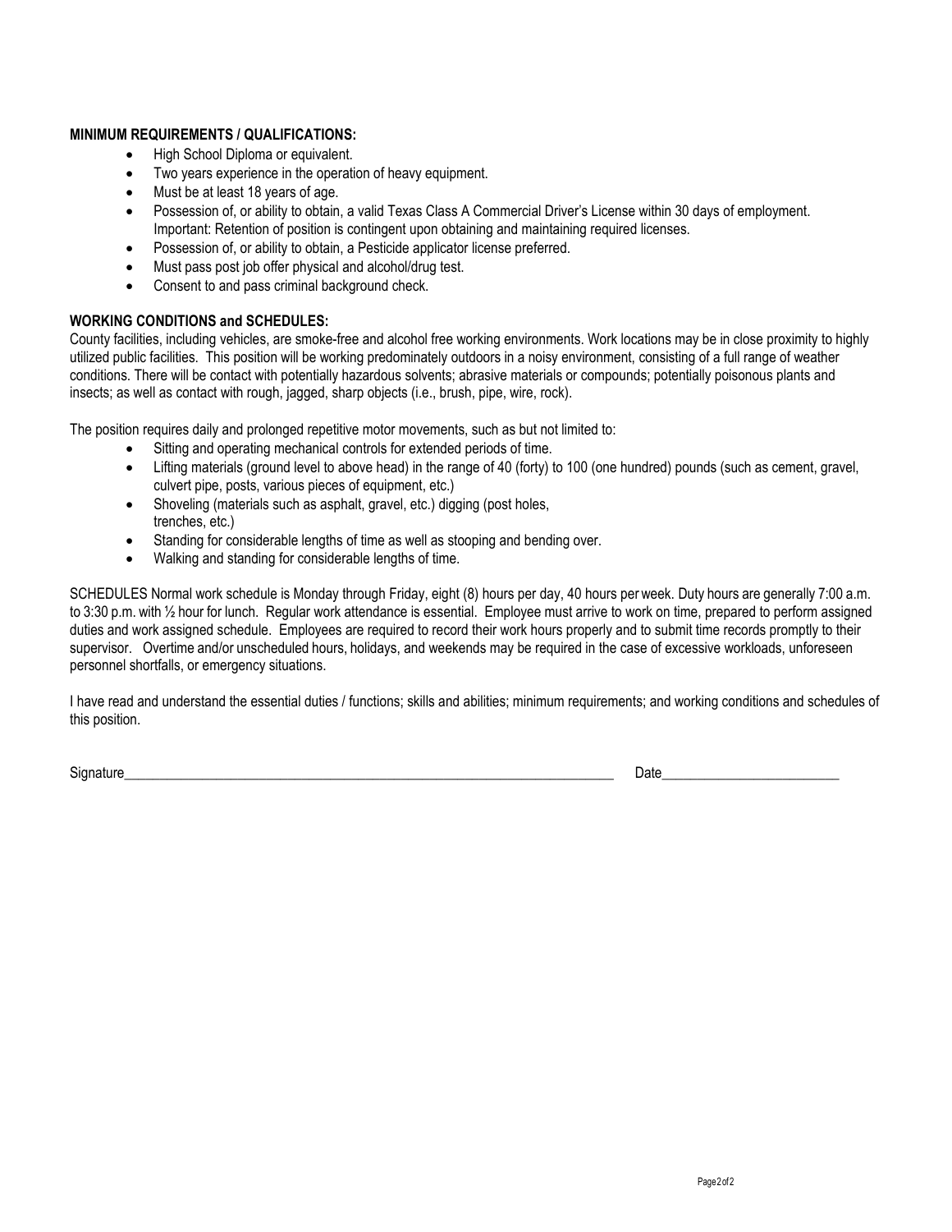**MINIMUM REQUIREMENTS / QUALIFICATIONS:**

- High School Diploma or equivalent.
- Two years experience in the operation of heavy equipment.
- Must be at least 18 years of age.
- Possession of, or ability to obtain, a valid Texas Class A Commercial Driver's License within 30 days of employment. Important: Retention of position is contingent upon obtaining and maintaining required licenses.
- Possession of, or ability to obtain, a Pesticide applicator license preferred.
- Must pass post job offer physical and alcohol/drug test.
- Consent to and pass criminal background check.

**WORKING CONDITIONS and SCHEDULES:**

County facilities, including vehicles, are smoke-free and alcohol free working environments. Work locations may be in close proximity to highly utilized public facilities. This position will be working predominately outdoors in a noisy environment, consisting of a full range of weather conditions. There will be contact with potentially hazardous solvents; abrasive materials or compounds; potentially poisonous plants and insects; as well as contact with rough, jagged, sharp objects (i.e., brush, pipe, wire, rock).

The position requires daily and prolonged repetitive motor movements, such as but not limited to:

- Sitting and operating mechanical controls for extended periods of time.
- Lifting materials (ground level to above head) in the range of 40 (forty) to 100 (one hundred) pounds (such as cement, gravel, culvert pipe, posts, various pieces of equipment, etc.)
- Shoveling (materials such as asphalt, gravel, etc.) digging (post holes, trenches, etc.)
- Standing for considerable lengths of time as well as stooping and bending over.
- Walking and standing for considerable lengths of time.

SCHEDULES Normal work schedule is Monday through Friday, eight (8) hours per day, 40 hours per week. Duty hours are generally 7:00 a.m. to 3:30 p.m. with ½ hour for lunch. Regular work attendance is essential. Employee must arrive to work on time, prepared to perform assigned duties and work assigned schedule. Employees are required to record their work hours properly and to submit time records promptly to their supervisor. Overtime and/or unscheduled hours, holidays, and weekends may be required in the case of excessive workloads, unforeseen personnel shortfalls, or emergency situations.

I have read and understand the essential duties / functions; skills and abilities; minimum requirements; and working conditions and schedules of this position.

Signature________________________________________________________________________ Date_________________________